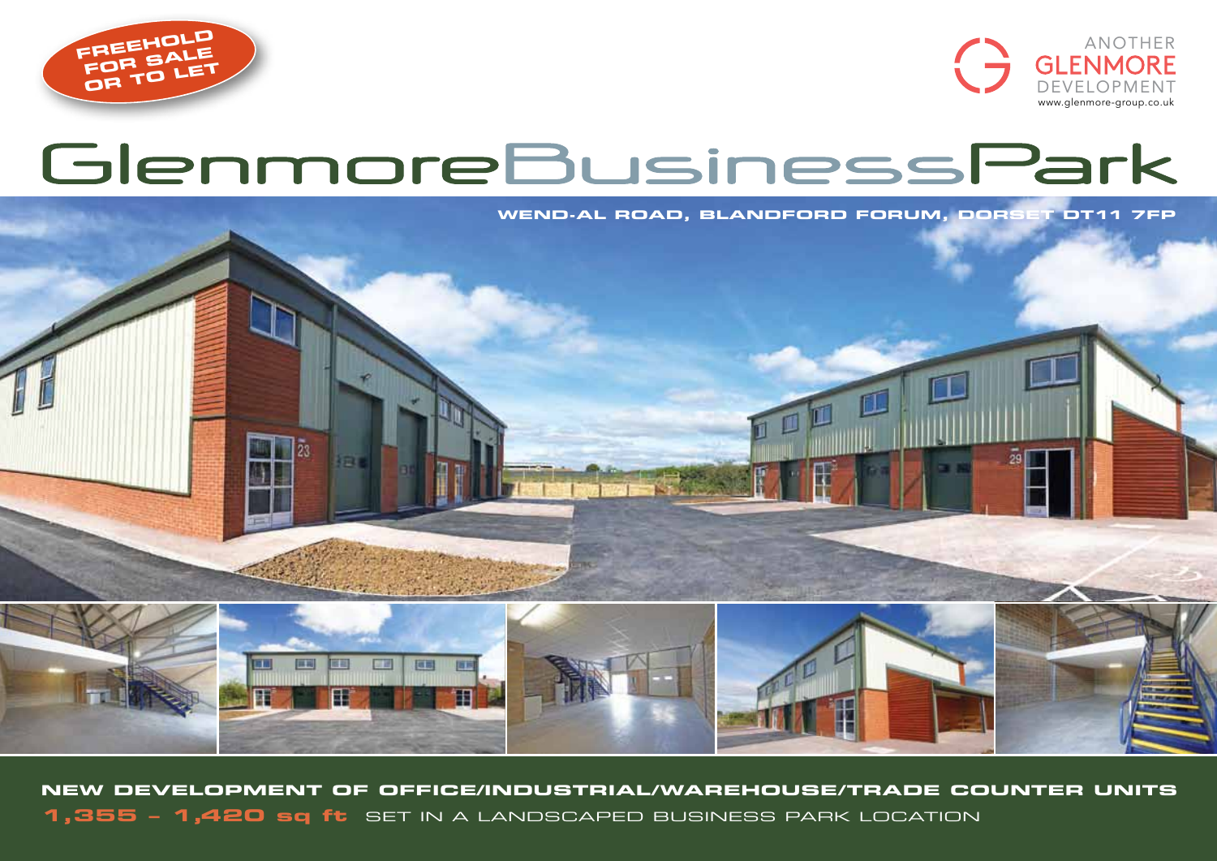**FREEHOLD FOR SALE OR TO LET**

ANOTHER GLENMORE DEVELOPMENT
www.glenmore-group.co.uk

# GlenmoreBusinessPark

**WEND-AL ROAD, BLANDFORD FORUM, DORSET DT11 7FP**

**NEW DEVELOPMENT OF OFFICE/INDUSTRIAL/WAREHOUSE/TRADE COUNTER UNITS**

**1,355 – 1,420 sq ft** SET IN A LANDSCAPED BUSINESS PARK LOCATION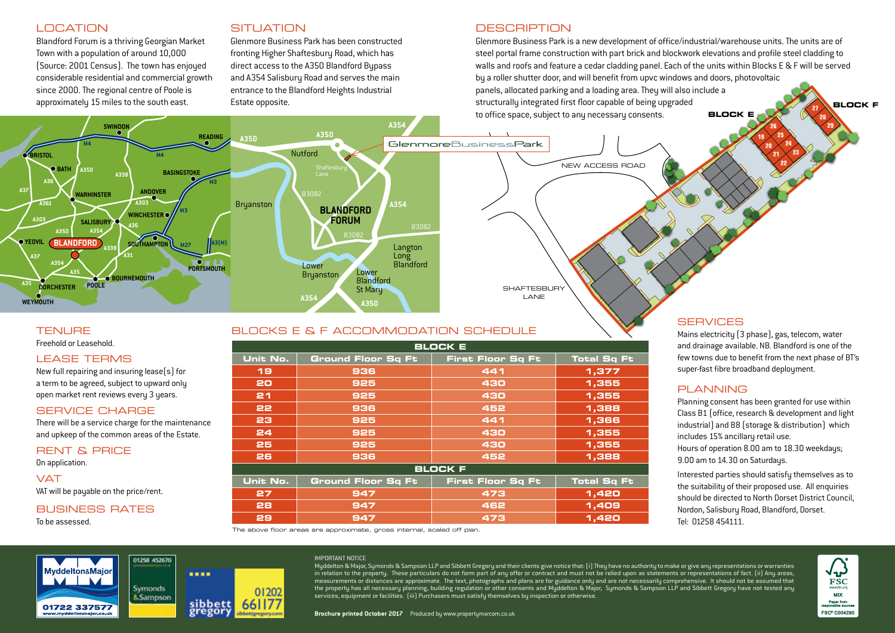## LOCATION

Blandford Forum is a thriving Georgian Market Town with a population of around 10,000 (Source: 2001 Census). The town has enjoyed considerable residential and commercial growth since 2000. The regional centre of Poole is approximately 15 miles to the south east.

## SITUATION

Glenmore Business Park has been constructed fronting Higher Shaftesbury Road, which has direct access to the A350 Blandford Bypass and A354 Salisbury Road and serves the main entrance to the Blandford Heights Industrial Estate opposite.

## DESCRIPTION

Glenmore Business Park is a new development of office/industrial/warehouse units. The units are of steel portal frame construction with part brick and blockwork elevations and profile steel cladding to walls and roofs and feature a cedar cladding panel. Each of the units within Blocks E & F will be served by a roller shutter door, and will benefit from upvc windows and doors, photovoltaic panels, allocated parking and a loading area. They will also include a structurally integrated first floor capable of being upgraded to office space, subject to any necessary consents.

## TENURE

Freehold or Leasehold.

## LEASE TERMS

New full repairing and insuring lease(s) for a term to be agreed, subject to upward only open market rent reviews every 3 years.

## SERVICE CHARGE

There will be a service charge for the maintenance and upkeep of the common areas of the Estate.

## RENT & PRICE

On application.

## VAT

VAT will be payable on the price/rent.

## BUSINESS RATES

To be assessed.

## BLOCKS E & F ACCOMMODATION SCHEDULE

| Unit No. | Ground Floor Sq Ft | First Floor Sq Ft | Total Sq Ft |
|---|---|---|---|
| **BLOCK E** | | | |
| 19 | 936 | 441 | 1,377 |
| 20 | 925 | 430 | 1,355 |
| 21 | 925 | 430 | 1,355 |
| 22 | 936 | 452 | 1,388 |
| 23 | 925 | 441 | 1,366 |
| 24 | 925 | 430 | 1,355 |
| 25 | 925 | 430 | 1,355 |
| 26 | 936 | 452 | 1,388 |
| **BLOCK F** | | | |
| 27 | 947 | 473 | 1,420 |
| 28 | 947 | 462 | 1,409 |
| 29 | 947 | 473 | 1,420 |

The above floor areas are approximate, gross internal, scaled off plan.

## SERVICES

Mains electricity (3 phase), gas, telecom, water and drainage available. NB. Blandford is one of the few towns due to benefit from the next phase of BT's super-fast fibre broadband deployment.

## PLANNING

Planning consent has been granted for use within Class B1 (office, research & development and light industrial) and B8 (storage & distribution) which includes 15% ancillary retail use.

Hours of operation 8.00 am to 18.30 weekdays; 9.00 am to 14.30 on Saturdays.

Interested parties should satisfy themselves as to the suitability of their proposed use. All enquiries should be directed to North Dorset District Council, Nordon, Salisbury Road, Blandford, Dorset.
Tel: 01258 454111.

Myddelton&Major 01722 337577 www.myddeltonmajor.co.uk

Symonds & Sampson 01258 452670

sibbett gregory 01202 661177 sibbettgregory.com

IMPORTANT NOTICE

Myddelton & Major, Symonds & Sampson LLP and Sibbett Gregory and their clients give notice that: (i) They have no authority to make or give any representations or warranties in relation to the property. These particulars do not form part of any offer or contract and must not be relied upon as statements or representations of fact. (ii) Any areas, measurements or distances are approximate. The text, photographs and plans are for guidance only and are not necessarily comprehensive. It should not be assumed that the property has all necessary planning, building regulation or other consents and Myddelton & Major, Symonds & Sampson LLP and Sibbett Gregory have not tested any services, equipment or facilities. (iii) Purchasers must satisfy themselves by inspection or otherwise.

**Brochure printed October 2017** Produced by www.propertymarcom.co.uk

FSC MIX Paper from responsible sources FSC® C004290